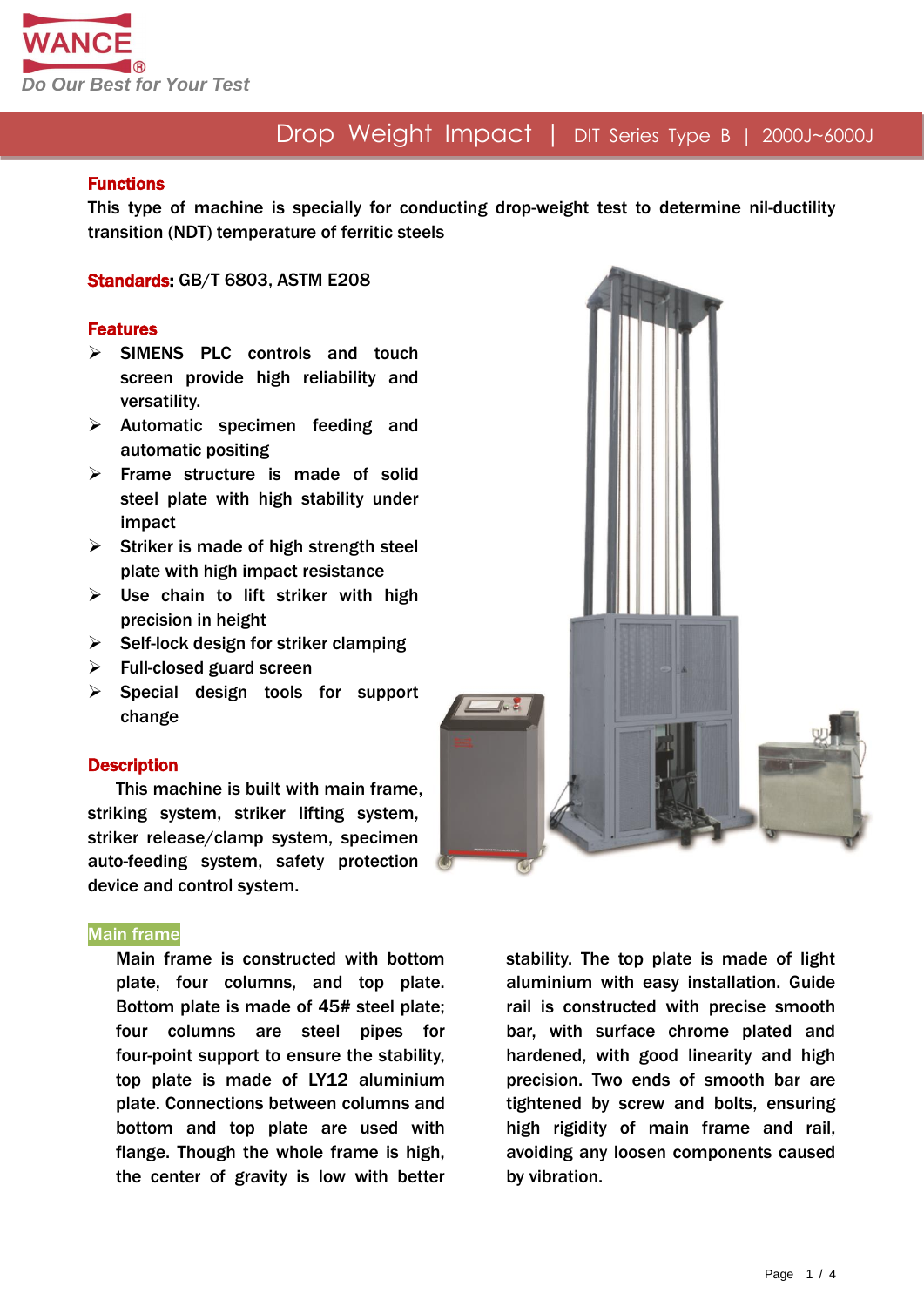WANCE®
*Do Our Best for Your Test*

# Drop Weight Impact | DIT Series Type B | 2000J~6000J

## Functions

This type of machine is specially for conducting drop-weight test to determine nil-ductility transition (NDT) temperature of ferritic steels

**Standards:** GB/T 6803, ASTM E208

## Features

- SIMENS PLC controls and touch screen provide high reliability and versatility.
- Automatic specimen feeding and automatic positing
- Frame structure is made of solid steel plate with high stability under impact
- Striker is made of high strength steel plate with high impact resistance
- Use chain to lift striker with high precision in height
- Self-lock design for striker clamping
- Full-closed guard screen
- Special design tools for support change

## Description

This machine is built with main frame, striking system, striker lifting system, striker release/clamp system, specimen auto-feeding system, safety protection device and control system.

### Main frame

Main frame is constructed with bottom plate, four columns, and top plate. Bottom plate is made of 45# steel plate; four columns are steel pipes for four-point support to ensure the stability, top plate is made of LY12 aluminium plate. Connections between columns and bottom and top plate are used with flange. Though the whole frame is high, the center of gravity is low with better stability. The top plate is made of light aluminium with easy installation. Guide rail is constructed with precise smooth bar, with surface chrome plated and hardened, with good linearity and high precision. Two ends of smooth bar are tightened by screw and bolts, ensuring high rigidity of main frame and rail, avoiding any loosen components caused by vibration.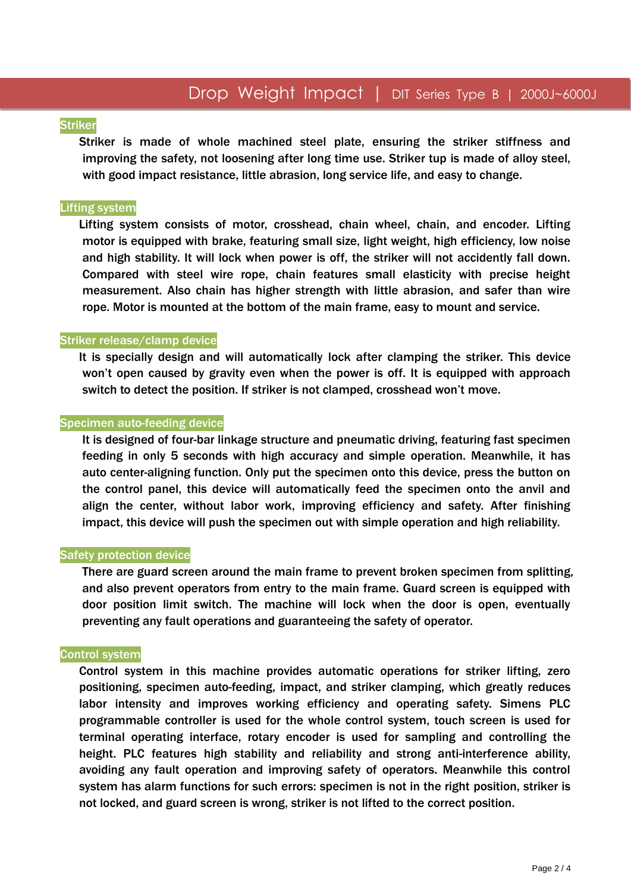## Striker

Striker is made of whole machined steel plate, ensuring the striker stiffness and improving the safety, not loosening after long time use. Striker tup is made of alloy steel, with good impact resistance, little abrasion, long service life, and easy to change.

## Lifting system

Lifting system consists of motor, crosshead, chain wheel, chain, and encoder. Lifting motor is equipped with brake, featuring small size, light weight, high efficiency, low noise and high stability. It will lock when power is off, the striker will not accidently fall down. Compared with steel wire rope, chain features small elasticity with precise height measurement. Also chain has higher strength with little abrasion, and safer than wire rope. Motor is mounted at the bottom of the main frame, easy to mount and service.

## Striker release/clamp device

It is specially design and will automatically lock after clamping the striker. This device won't open caused by gravity even when the power is off. It is equipped with approach switch to detect the position. If striker is not clamped, crosshead won't move.

## Specimen auto-feeding device

It is designed of four-bar linkage structure and pneumatic driving, featuring fast specimen feeding in only 5 seconds with high accuracy and simple operation. Meanwhile, it has auto center-aligning function. Only put the specimen onto this device, press the button on the control panel, this device will automatically feed the specimen onto the anvil and align the center, without labor work, improving efficiency and safety. After finishing impact, this device will push the specimen out with simple operation and high reliability.

## Safety protection device

There are guard screen around the main frame to prevent broken specimen from splitting, and also prevent operators from entry to the main frame. Guard screen is equipped with door position limit switch. The machine will lock when the door is open, eventually preventing any fault operations and guaranteeing the safety of operator.

## Control system

Control system in this machine provides automatic operations for striker lifting, zero positioning, specimen auto-feeding, impact, and striker clamping, which greatly reduces labor intensity and improves working efficiency and operating safety. Simens PLC programmable controller is used for the whole control system, touch screen is used for terminal operating interface, rotary encoder is used for sampling and controlling the height. PLC features high stability and reliability and strong anti-interference ability, avoiding any fault operation and improving safety of operators. Meanwhile this control system has alarm functions for such errors: specimen is not in the right position, striker is not locked, and guard screen is wrong, striker is not lifted to the correct position.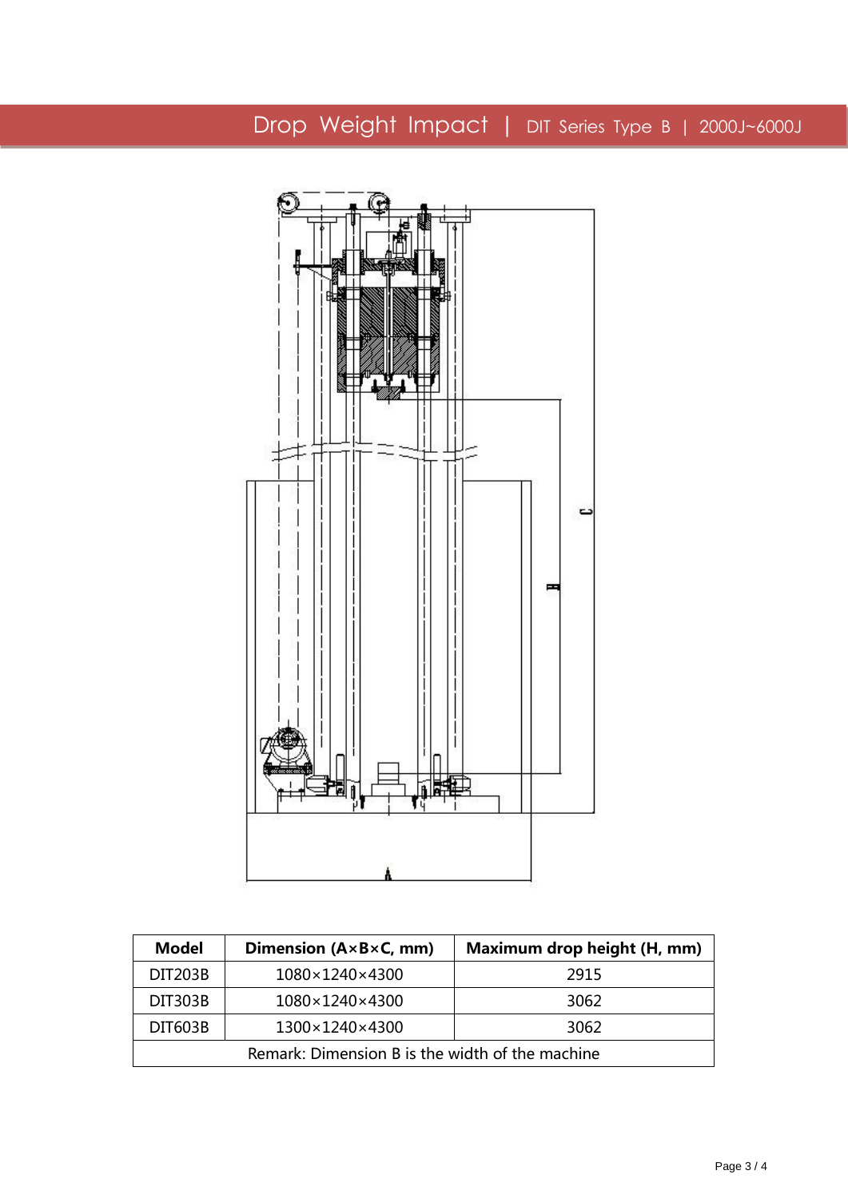# Drop Weight Impact | DIT Series Type B | 2000J~6000J

| Model | Dimension (A×B×C, mm) | Maximum drop height (H, mm) |
|---|---|---|
| DIT203B | 1080×1240×4300 | 2915 |
| DIT303B | 1080×1240×4300 | 3062 |
| DIT603B | 1300×1240×4300 | 3062 |
| Remark: Dimension B is the width of the machine | | |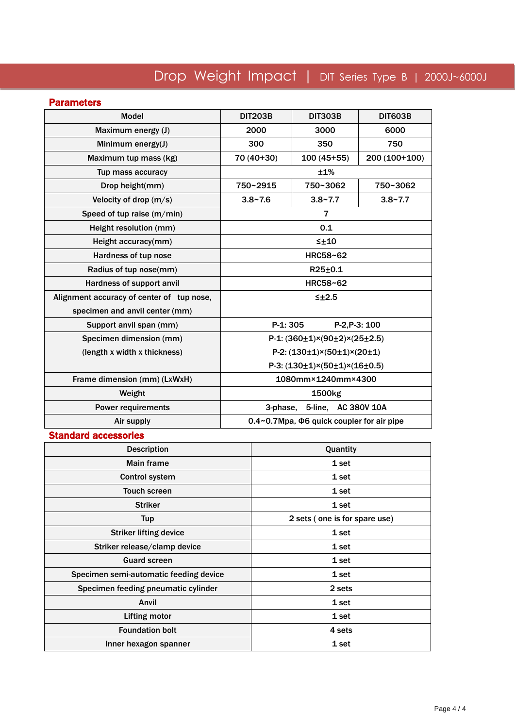# Drop Weight Impact | DIT Series Type B | 2000J~6000J

## Parameters

| Model | DIT203B | DIT303B | DIT603B |
|---|---|---|---|
| Maximum energy (J) | 2000 | 3000 | 6000 |
| Minimum energy(J) | 300 | 350 | 750 |
| Maximum tup mass (kg) | 70 (40+30) | 100 (45+55) | 200 (100+100) |
| Tup mass accuracy | ±1% | | |
| Drop height(mm) | 750~2915 | 750~3062 | 750~3062 |
| Velocity of drop (m/s) | 3.8~7.6 | 3.8~7.7 | 3.8~7.7 |
| Speed of tup raise (m/min) | 7 | | |
| Height resolution (mm) | 0.1 | | |
| Height accuracy(mm) | ≤±10 | | |
| Hardness of tup nose | HRC58~62 | | |
| Radius of tup nose(mm) | R25±0.1 | | |
| Hardness of support anvil | HRC58~62 | | |
| Alignment accuracy of center of tup nose, specimen and anvil center (mm) | ≤±2.5 | | |
| Support anvil span (mm) | P-1: 305 P-2,P-3: 100 | | |
| Specimen dimension (mm) (length x width x thickness) | P-1: (360±1)×(90±2)×(25±2.5)<br>P-2: (130±1)×(50±1)×(20±1)<br>P-3: (130±1)×(50±1)×(16±0.5) | | |
| Frame dimension (mm) (LxWxH) | 1080mm×1240mm×4300 | | |
| Weight | 1500kg | | |
| Power requirements | 3-phase, 5-line, AC 380V 10A | | |
| Air supply | 0.4~0.7Mpa, Φ6 quick coupler for air pipe | | |

## Standard accessories

| Description | Quantity |
|---|---|
| Main frame | 1 set |
| Control system | 1 set |
| Touch screen | 1 set |
| Striker | 1 set |
| Tup | 2 sets ( one is for spare use) |
| Striker lifting device | 1 set |
| Striker release/clamp device | 1 set |
| Guard screen | 1 set |
| Specimen semi-automatic feeding device | 1 set |
| Specimen feeding pneumatic cylinder | 2 sets |
| Anvil | 1 set |
| Lifting motor | 1 set |
| Foundation bolt | 4 sets |
| Inner hexagon spanner | 1 set |